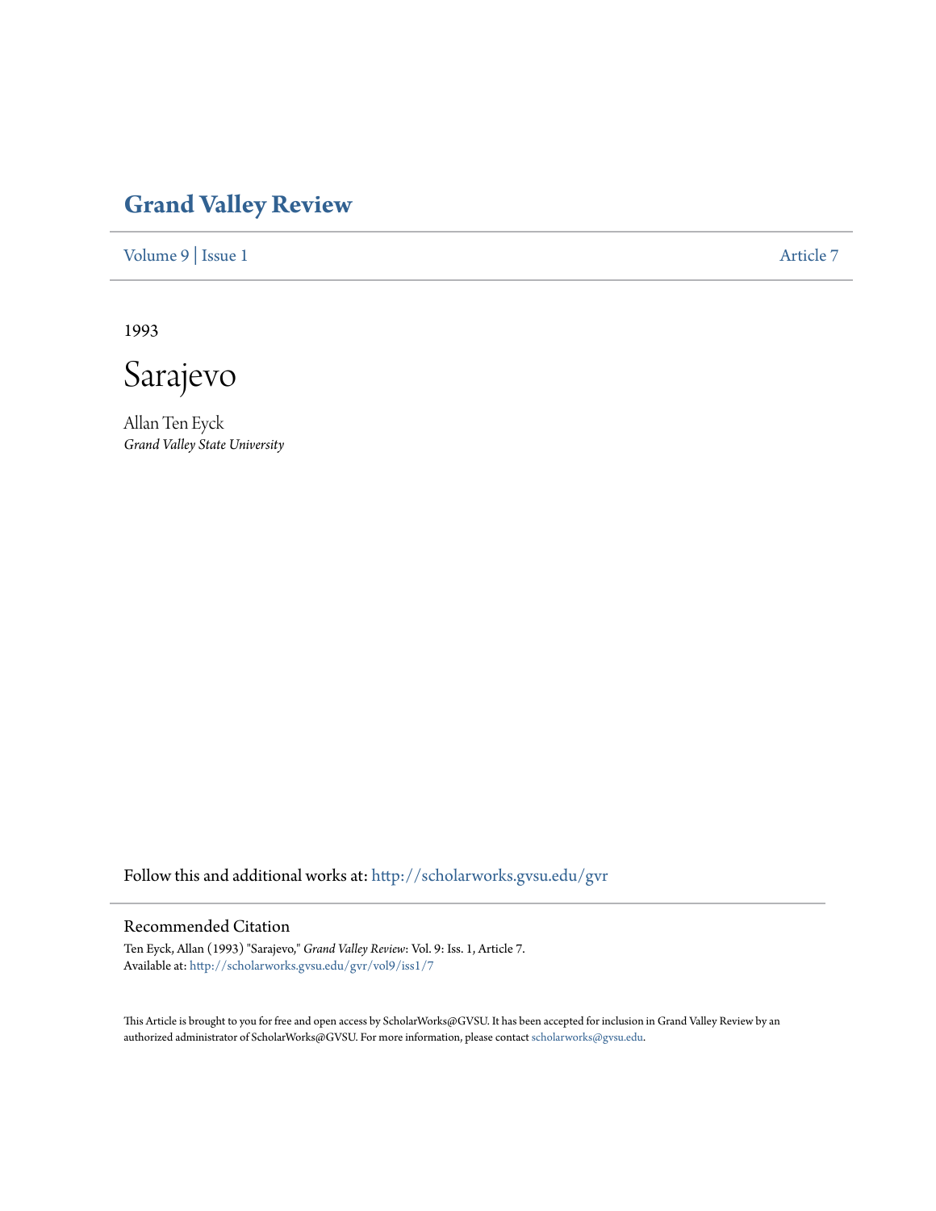# Grand Valley Review

Volume 9 | Issue 1 Article 7

1993

# Sarajevo

Allan Ten Eyck
*Grand Valley State University*

Follow this and additional works at: http://scholarworks.gvsu.edu/gvr

## Recommended Citation

Ten Eyck, Allan (1993) "Sarajevo," *Grand Valley Review*: Vol. 9: Iss. 1, Article 7.
Available at: http://scholarworks.gvsu.edu/gvr/vol9/iss1/7

This Article is brought to you for free and open access by ScholarWorks@GVSU. It has been accepted for inclusion in Grand Valley Review by an authorized administrator of ScholarWorks@GVSU. For more information, please contact scholarworks@gvsu.edu.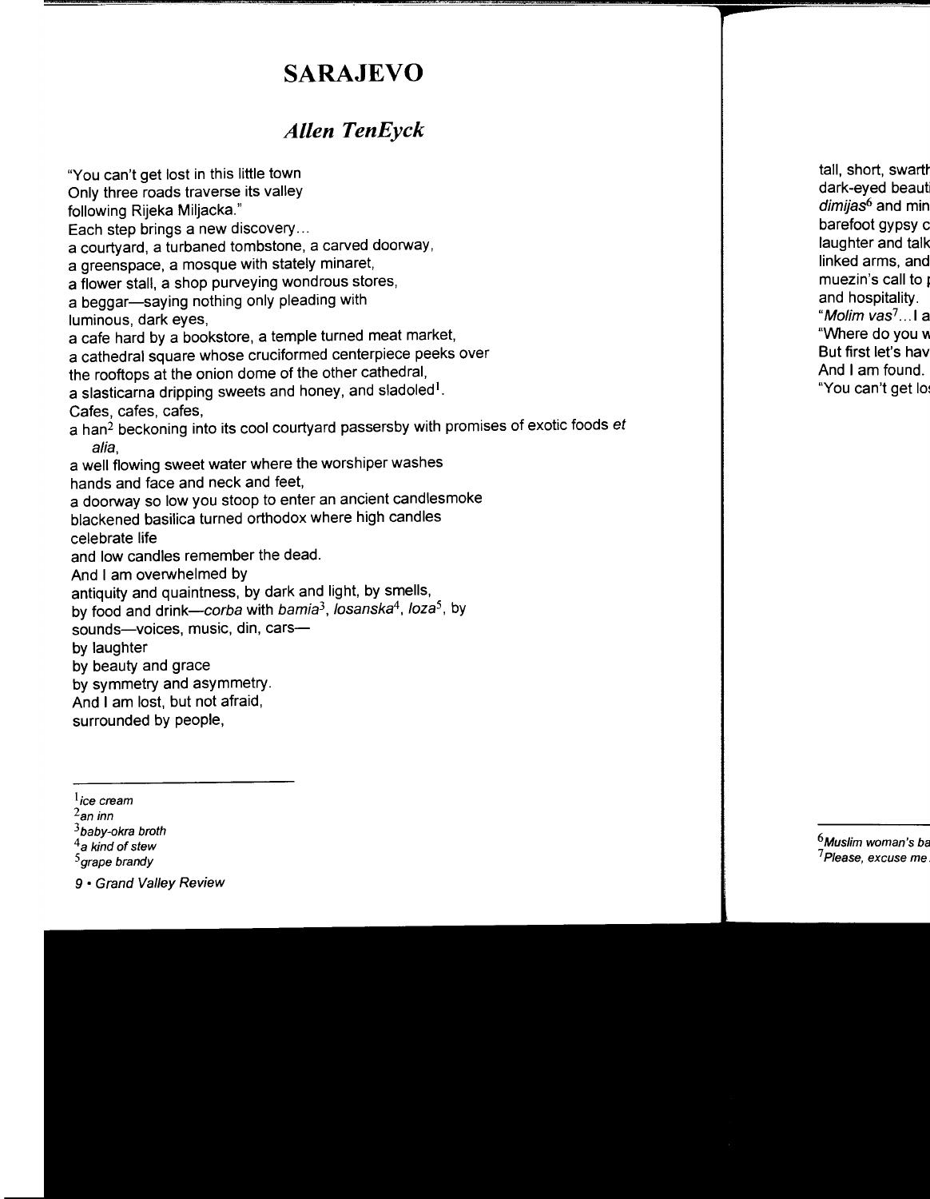# SARAJEVO

## *Allen TenEyck*

"You can't get lost in this little town
Only three roads traverse its valley
following Rijeka Miljacka."
Each step brings a new discovery…
a courtyard, a turbaned tombstone, a carved doorway,
a greenspace, a mosque with stately minaret,
a flower stall, a shop purveying wondrous stores,
a beggar—saying nothing only pleading with
luminous, dark eyes,
a cafe hard by a bookstore, a temple turned meat market,
a cathedral square whose cruciformed centerpiece peeks over
the rooftops at the onion dome of the other cathedral,
a slasticarna dripping sweets and honey, and sladoled[1].
Cafes, cafes, cafes,
a han[2] beckoning into its cool courtyard passersby with promises of exotic foods *et alia*,
a well flowing sweet water where the worshiper washes
hands and face and neck and feet,
a doorway so low you stoop to enter an ancient candlesmoke
blackened basilica turned orthodox where high candles
celebrate life
and low candles remember the dead.
And I am overwhelmed by
antiquity and quaintness, by dark and light, by smells,
by food and drink—*corba* with *bamia*[3], *losanska*[4], *loza*[5], by
sounds—voices, music, din, cars—
by laughter
by beauty and grace
by symmetry and asymmetry.
And I am lost, but not afraid,
surrounded by people,

tall, short, swarth
dark-eyed beauti
*dimijas*[6] and min
barefoot gypsy c
laughter and talk
linked arms, and
muezin's call to p
and hospitality.
"*Molim vas*[7]…I a
"Where do you w
But first let's hav
And I am found.
"You can't get lo

---

[1] *ice cream*
[2] *an inn*
[3] *baby-okra broth*
[4] *a kind of stew*
[5] *grape brandy*

[6] *Muslim woman's ba*
[7] *Please, excuse me.*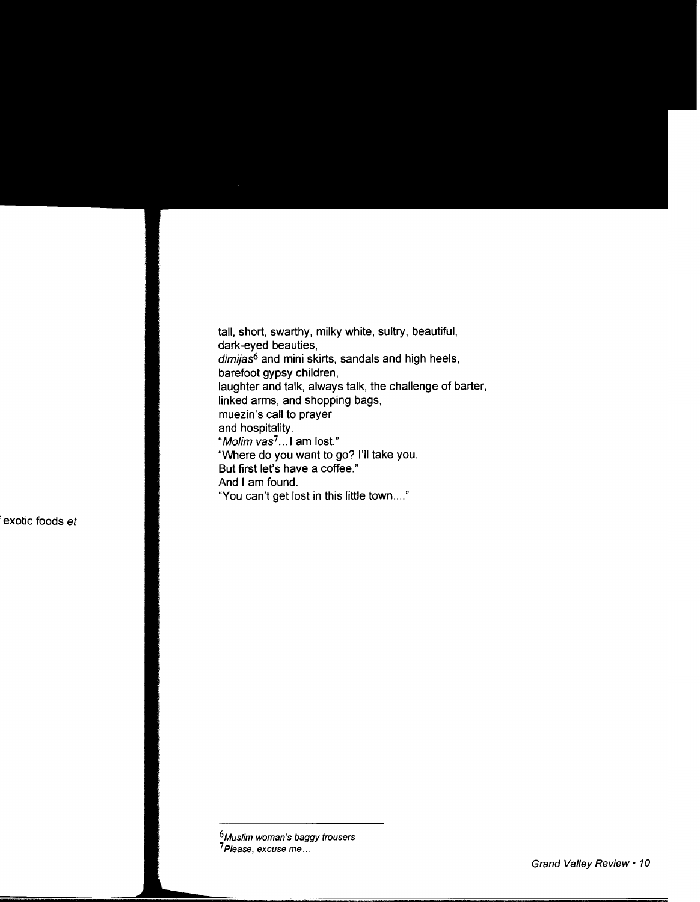tall, short, swarthy, milky white, sultry, beautiful,
dark-eyed beauties,
*dimijas*[6] and mini skirts, sandals and high heels,
barefoot gypsy children,
laughter and talk, always talk, the challenge of barter,
linked arms, and shopping bags,
muezin's call to prayer
and hospitality.
"*Molim vas*[7]...I am lost."
"Where do you want to go? I'll take you.
But first let's have a coffee."
And I am found.
"You can't get lost in this little town...."

---

[6] *Muslim woman's baggy trousers*
[7] *Please, excuse me...*